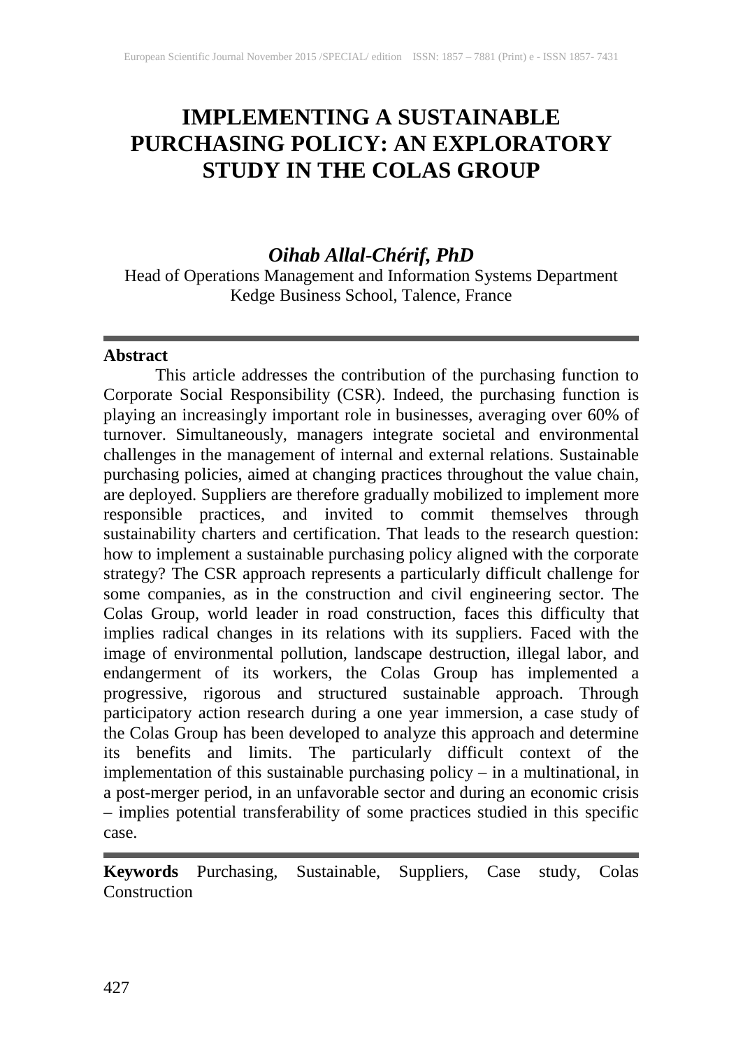# IMPLEMENTING A SUSTAINABLE PURCHASING POLICY: AN EXPLORATORY STUDY IN THE COLAS GROUP

***Oihab Allal-Chérif, PhD***

Head of Operations Management and Information Systems Department
Kedge Business School, Talence, France

## Abstract

This article addresses the contribution of the purchasing function to Corporate Social Responsibility (CSR). Indeed, the purchasing function is playing an increasingly important role in businesses, averaging over 60% of turnover. Simultaneously, managers integrate societal and environmental challenges in the management of internal and external relations. Sustainable purchasing policies, aimed at changing practices throughout the value chain, are deployed. Suppliers are therefore gradually mobilized to implement more responsible practices, and invited to commit themselves through sustainability charters and certification. That leads to the research question: how to implement a sustainable purchasing policy aligned with the corporate strategy? The CSR approach represents a particularly difficult challenge for some companies, as in the construction and civil engineering sector. The Colas Group, world leader in road construction, faces this difficulty that implies radical changes in its relations with its suppliers. Faced with the image of environmental pollution, landscape destruction, illegal labor, and endangerment of its workers, the Colas Group has implemented a progressive, rigorous and structured sustainable approach. Through participatory action research during a one year immersion, a case study of the Colas Group has been developed to analyze this approach and determine its benefits and limits. The particularly difficult context of the implementation of this sustainable purchasing policy – in a multinational, in a post-merger period, in an unfavorable sector and during an economic crisis – implies potential transferability of some practices studied in this specific case.

**Keywords** Purchasing, Sustainable, Suppliers, Case study, Colas Construction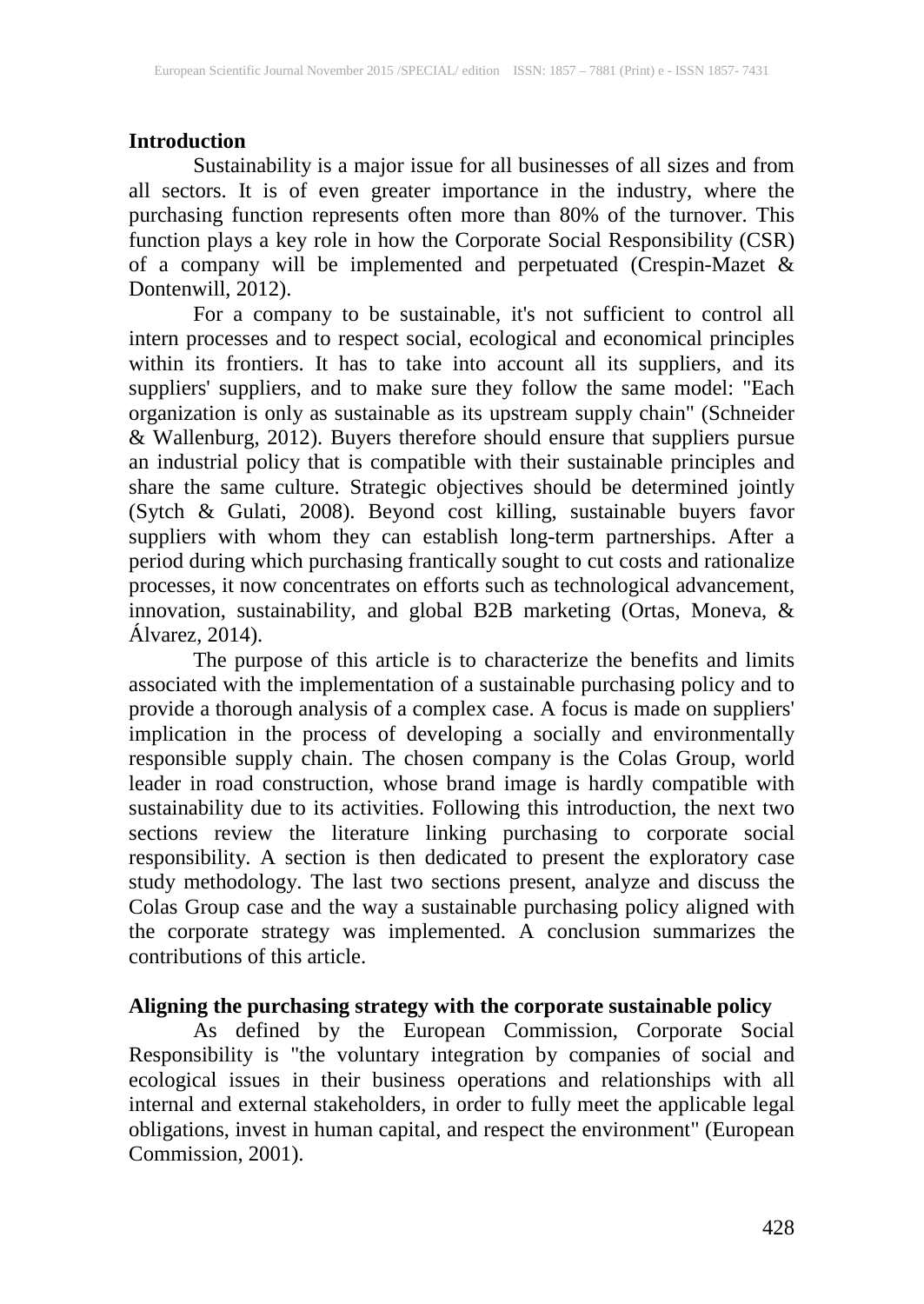## Introduction

Sustainability is a major issue for all businesses of all sizes and from all sectors. It is of even greater importance in the industry, where the purchasing function represents often more than 80% of the turnover. This function plays a key role in how the Corporate Social Responsibility (CSR) of a company will be implemented and perpetuated (Crespin-Mazet & Dontenwill, 2012).

For a company to be sustainable, it's not sufficient to control all intern processes and to respect social, ecological and economical principles within its frontiers. It has to take into account all its suppliers, and its suppliers' suppliers, and to make sure they follow the same model: "Each organization is only as sustainable as its upstream supply chain" (Schneider & Wallenburg, 2012). Buyers therefore should ensure that suppliers pursue an industrial policy that is compatible with their sustainable principles and share the same culture. Strategic objectives should be determined jointly (Sytch & Gulati, 2008). Beyond cost killing, sustainable buyers favor suppliers with whom they can establish long-term partnerships. After a period during which purchasing frantically sought to cut costs and rationalize processes, it now concentrates on efforts such as technological advancement, innovation, sustainability, and global B2B marketing (Ortas, Moneva, & Álvarez, 2014).

The purpose of this article is to characterize the benefits and limits associated with the implementation of a sustainable purchasing policy and to provide a thorough analysis of a complex case. A focus is made on suppliers' implication in the process of developing a socially and environmentally responsible supply chain. The chosen company is the Colas Group, world leader in road construction, whose brand image is hardly compatible with sustainability due to its activities. Following this introduction, the next two sections review the literature linking purchasing to corporate social responsibility. A section is then dedicated to present the exploratory case study methodology. The last two sections present, analyze and discuss the Colas Group case and the way a sustainable purchasing policy aligned with the corporate strategy was implemented. A conclusion summarizes the contributions of this article.

## Aligning the purchasing strategy with the corporate sustainable policy

As defined by the European Commission, Corporate Social Responsibility is "the voluntary integration by companies of social and ecological issues in their business operations and relationships with all internal and external stakeholders, in order to fully meet the applicable legal obligations, invest in human capital, and respect the environment" (European Commission, 2001).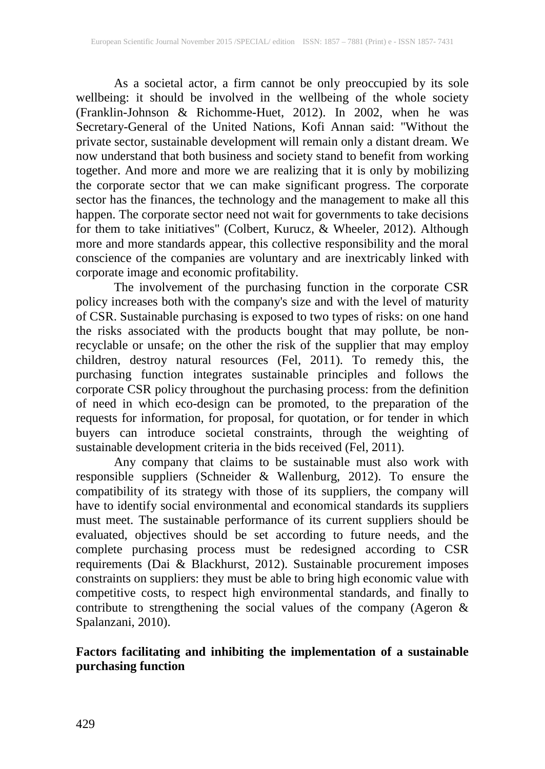As a societal actor, a firm cannot be only preoccupied by its sole wellbeing: it should be involved in the wellbeing of the whole society (Franklin-Johnson & Richomme-Huet, 2012). In 2002, when he was Secretary-General of the United Nations, Kofi Annan said: "Without the private sector, sustainable development will remain only a distant dream. We now understand that both business and society stand to benefit from working together. And more and more we are realizing that it is only by mobilizing the corporate sector that we can make significant progress. The corporate sector has the finances, the technology and the management to make all this happen. The corporate sector need not wait for governments to take decisions for them to take initiatives" (Colbert, Kurucz, & Wheeler, 2012). Although more and more standards appear, this collective responsibility and the moral conscience of the companies are voluntary and are inextricably linked with corporate image and economic profitability.

The involvement of the purchasing function in the corporate CSR policy increases both with the company's size and with the level of maturity of CSR. Sustainable purchasing is exposed to two types of risks: on one hand the risks associated with the products bought that may pollute, be non-recyclable or unsafe; on the other the risk of the supplier that may employ children, destroy natural resources (Fel, 2011). To remedy this, the purchasing function integrates sustainable principles and follows the corporate CSR policy throughout the purchasing process: from the definition of need in which eco-design can be promoted, to the preparation of the requests for information, for proposal, for quotation, or for tender in which buyers can introduce societal constraints, through the weighting of sustainable development criteria in the bids received (Fel, 2011).

Any company that claims to be sustainable must also work with responsible suppliers (Schneider & Wallenburg, 2012). To ensure the compatibility of its strategy with those of its suppliers, the company will have to identify social environmental and economical standards its suppliers must meet. The sustainable performance of its current suppliers should be evaluated, objectives should be set according to future needs, and the complete purchasing process must be redesigned according to CSR requirements (Dai & Blackhurst, 2012). Sustainable procurement imposes constraints on suppliers: they must be able to bring high economic value with competitive costs, to respect high environmental standards, and finally to contribute to strengthening the social values of the company (Ageron & Spalanzani, 2010).

**Factors facilitating and inhibiting the implementation of a sustainable purchasing function**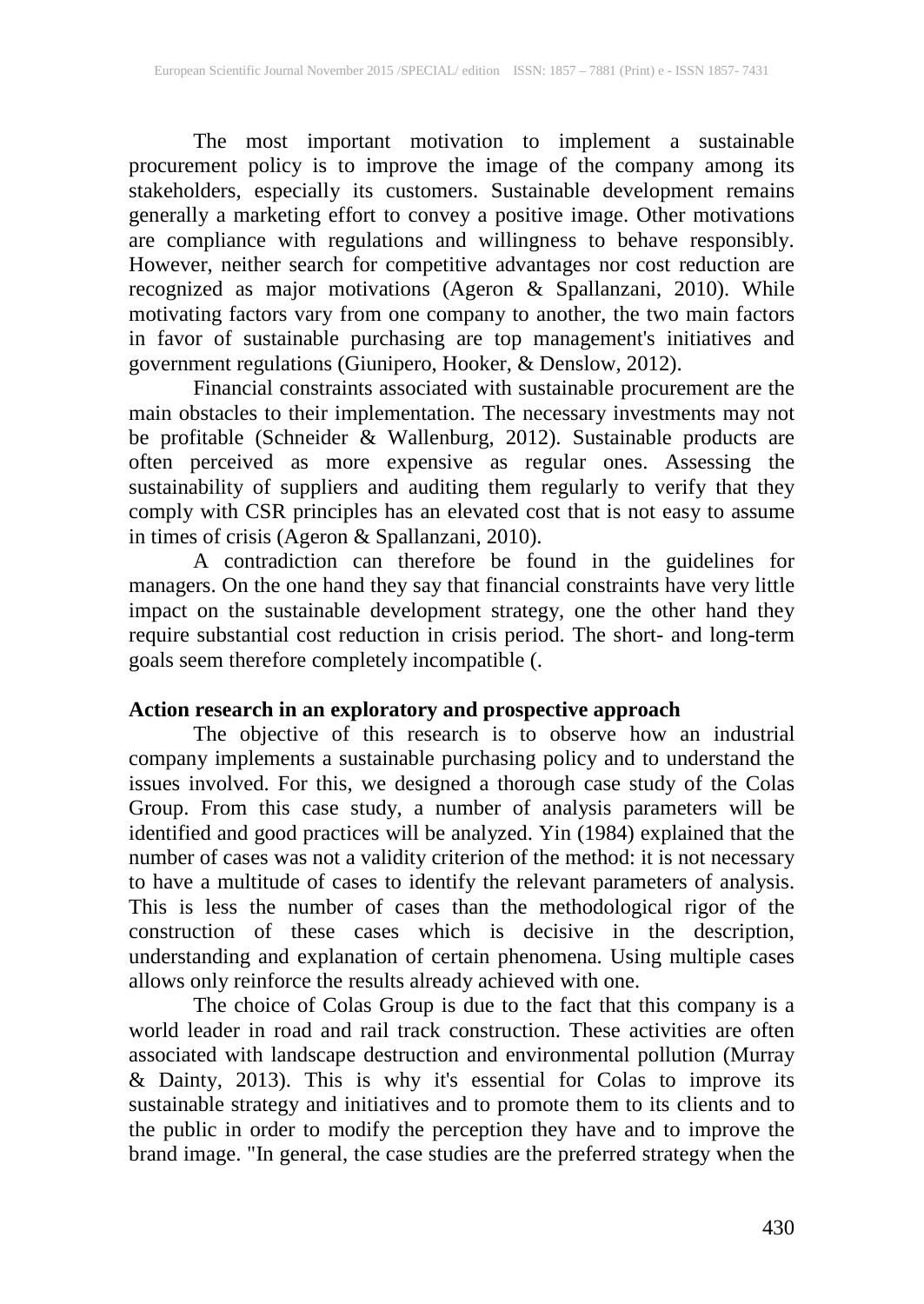The most important motivation to implement a sustainable procurement policy is to improve the image of the company among its stakeholders, especially its customers. Sustainable development remains generally a marketing effort to convey a positive image. Other motivations are compliance with regulations and willingness to behave responsibly. However, neither search for competitive advantages nor cost reduction are recognized as major motivations (Ageron & Spallanzani, 2010). While motivating factors vary from one company to another, the two main factors in favor of sustainable purchasing are top management's initiatives and government regulations (Giunipero, Hooker, & Denslow, 2012).

Financial constraints associated with sustainable procurement are the main obstacles to their implementation. The necessary investments may not be profitable (Schneider & Wallenburg, 2012). Sustainable products are often perceived as more expensive as regular ones. Assessing the sustainability of suppliers and auditing them regularly to verify that they comply with CSR principles has an elevated cost that is not easy to assume in times of crisis (Ageron & Spallanzani, 2010).

A contradiction can therefore be found in the guidelines for managers. On the one hand they say that financial constraints have very little impact on the sustainable development strategy, one the other hand they require substantial cost reduction in crisis period. The short- and long-term goals seem therefore completely incompatible (.

**Action research in an exploratory and prospective approach**

The objective of this research is to observe how an industrial company implements a sustainable purchasing policy and to understand the issues involved. For this, we designed a thorough case study of the Colas Group. From this case study, a number of analysis parameters will be identified and good practices will be analyzed. Yin (1984) explained that the number of cases was not a validity criterion of the method: it is not necessary to have a multitude of cases to identify the relevant parameters of analysis. This is less the number of cases than the methodological rigor of the construction of these cases which is decisive in the description, understanding and explanation of certain phenomena. Using multiple cases allows only reinforce the results already achieved with one.

The choice of Colas Group is due to the fact that this company is a world leader in road and rail track construction. These activities are often associated with landscape destruction and environmental pollution (Murray & Dainty, 2013). This is why it's essential for Colas to improve its sustainable strategy and initiatives and to promote them to its clients and to the public in order to modify the perception they have and to improve the brand image. "In general, the case studies are the preferred strategy when the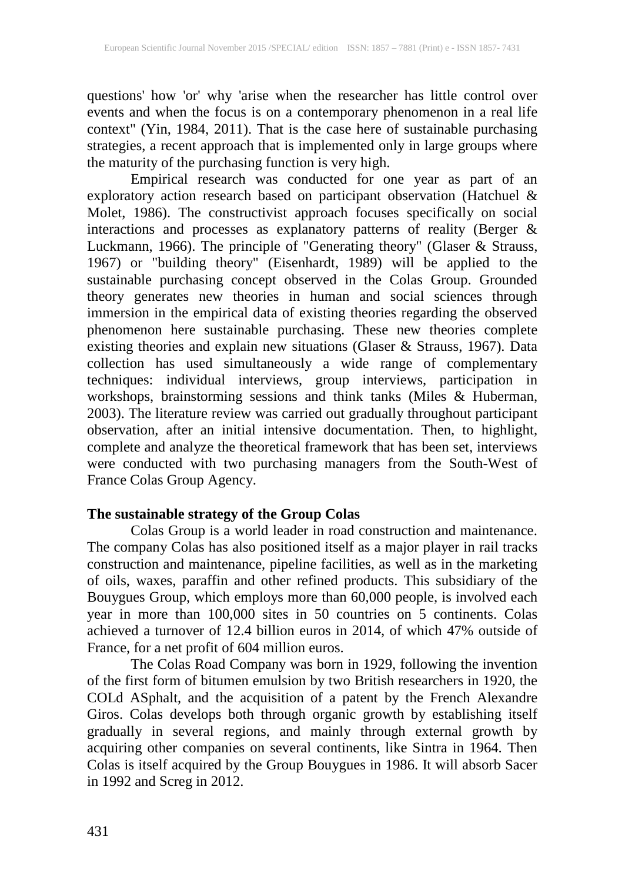questions' how 'or' why 'arise when the researcher has little control over events and when the focus is on a contemporary phenomenon in a real life context" (Yin, 1984, 2011). That is the case here of sustainable purchasing strategies, a recent approach that is implemented only in large groups where the maturity of the purchasing function is very high.

Empirical research was conducted for one year as part of an exploratory action research based on participant observation (Hatchuel & Molet, 1986). The constructivist approach focuses specifically on social interactions and processes as explanatory patterns of reality (Berger & Luckmann, 1966). The principle of "Generating theory" (Glaser & Strauss, 1967) or "building theory" (Eisenhardt, 1989) will be applied to the sustainable purchasing concept observed in the Colas Group. Grounded theory generates new theories in human and social sciences through immersion in the empirical data of existing theories regarding the observed phenomenon here sustainable purchasing. These new theories complete existing theories and explain new situations (Glaser & Strauss, 1967). Data collection has used simultaneously a wide range of complementary techniques: individual interviews, group interviews, participation in workshops, brainstorming sessions and think tanks (Miles & Huberman, 2003). The literature review was carried out gradually throughout participant observation, after an initial intensive documentation. Then, to highlight, complete and analyze the theoretical framework that has been set, interviews were conducted with two purchasing managers from the South-West of France Colas Group Agency.

**The sustainable strategy of the Group Colas**

Colas Group is a world leader in road construction and maintenance. The company Colas has also positioned itself as a major player in rail tracks construction and maintenance, pipeline facilities, as well as in the marketing of oils, waxes, paraffin and other refined products. This subsidiary of the Bouygues Group, which employs more than 60,000 people, is involved each year in more than 100,000 sites in 50 countries on 5 continents. Colas achieved a turnover of 12.4 billion euros in 2014, of which 47% outside of France, for a net profit of 604 million euros.

The Colas Road Company was born in 1929, following the invention of the first form of bitumen emulsion by two British researchers in 1920, the COLd ASphalt, and the acquisition of a patent by the French Alexandre Giros. Colas develops both through organic growth by establishing itself gradually in several regions, and mainly through external growth by acquiring other companies on several continents, like Sintra in 1964. Then Colas is itself acquired by the Group Bouygues in 1986. It will absorb Sacer in 1992 and Screg in 2012.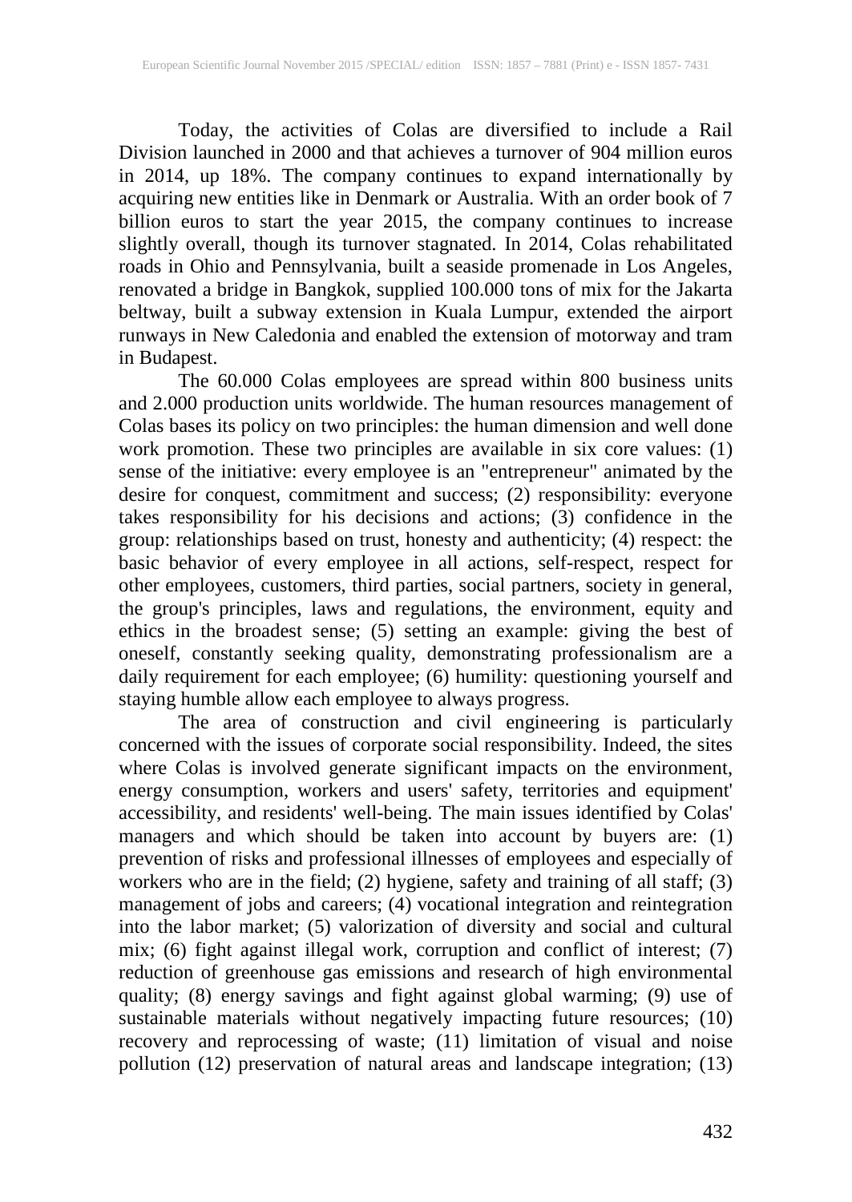Today, the activities of Colas are diversified to include a Rail Division launched in 2000 and that achieves a turnover of 904 million euros in 2014, up 18%. The company continues to expand internationally by acquiring new entities like in Denmark or Australia. With an order book of 7 billion euros to start the year 2015, the company continues to increase slightly overall, though its turnover stagnated. In 2014, Colas rehabilitated roads in Ohio and Pennsylvania, built a seaside promenade in Los Angeles, renovated a bridge in Bangkok, supplied 100.000 tons of mix for the Jakarta beltway, built a subway extension in Kuala Lumpur, extended the airport runways in New Caledonia and enabled the extension of motorway and tram in Budapest.

The 60.000 Colas employees are spread within 800 business units and 2.000 production units worldwide. The human resources management of Colas bases its policy on two principles: the human dimension and well done work promotion. These two principles are available in six core values: (1) sense of the initiative: every employee is an "entrepreneur" animated by the desire for conquest, commitment and success; (2) responsibility: everyone takes responsibility for his decisions and actions; (3) confidence in the group: relationships based on trust, honesty and authenticity; (4) respect: the basic behavior of every employee in all actions, self-respect, respect for other employees, customers, third parties, social partners, society in general, the group's principles, laws and regulations, the environment, equity and ethics in the broadest sense; (5) setting an example: giving the best of oneself, constantly seeking quality, demonstrating professionalism are a daily requirement for each employee; (6) humility: questioning yourself and staying humble allow each employee to always progress.

The area of construction and civil engineering is particularly concerned with the issues of corporate social responsibility. Indeed, the sites where Colas is involved generate significant impacts on the environment, energy consumption, workers and users' safety, territories and equipment' accessibility, and residents' well-being. The main issues identified by Colas' managers and which should be taken into account by buyers are: (1) prevention of risks and professional illnesses of employees and especially of workers who are in the field; (2) hygiene, safety and training of all staff; (3) management of jobs and careers; (4) vocational integration and reintegration into the labor market; (5) valorization of diversity and social and cultural mix; (6) fight against illegal work, corruption and conflict of interest; (7) reduction of greenhouse gas emissions and research of high environmental quality; (8) energy savings and fight against global warming; (9) use of sustainable materials without negatively impacting future resources; (10) recovery and reprocessing of waste; (11) limitation of visual and noise pollution (12) preservation of natural areas and landscape integration; (13)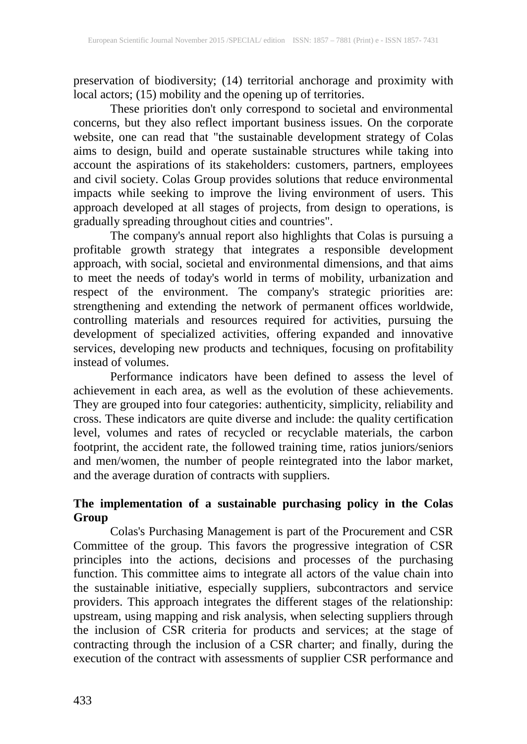preservation of biodiversity; (14) territorial anchorage and proximity with local actors; (15) mobility and the opening up of territories.

These priorities don't only correspond to societal and environmental concerns, but they also reflect important business issues. On the corporate website, one can read that "the sustainable development strategy of Colas aims to design, build and operate sustainable structures while taking into account the aspirations of its stakeholders: customers, partners, employees and civil society. Colas Group provides solutions that reduce environmental impacts while seeking to improve the living environment of users. This approach developed at all stages of projects, from design to operations, is gradually spreading throughout cities and countries".

The company's annual report also highlights that Colas is pursuing a profitable growth strategy that integrates a responsible development approach, with social, societal and environmental dimensions, and that aims to meet the needs of today's world in terms of mobility, urbanization and respect of the environment. The company's strategic priorities are: strengthening and extending the network of permanent offices worldwide, controlling materials and resources required for activities, pursuing the development of specialized activities, offering expanded and innovative services, developing new products and techniques, focusing on profitability instead of volumes.

Performance indicators have been defined to assess the level of achievement in each area, as well as the evolution of these achievements. They are grouped into four categories: authenticity, simplicity, reliability and cross. These indicators are quite diverse and include: the quality certification level, volumes and rates of recycled or recyclable materials, the carbon footprint, the accident rate, the followed training time, ratios juniors/seniors and men/women, the number of people reintegrated into the labor market, and the average duration of contracts with suppliers.

## The implementation of a sustainable purchasing policy in the Colas Group

Colas's Purchasing Management is part of the Procurement and CSR Committee of the group. This favors the progressive integration of CSR principles into the actions, decisions and processes of the purchasing function. This committee aims to integrate all actors of the value chain into the sustainable initiative, especially suppliers, subcontractors and service providers. This approach integrates the different stages of the relationship: upstream, using mapping and risk analysis, when selecting suppliers through the inclusion of CSR criteria for products and services; at the stage of contracting through the inclusion of a CSR charter; and finally, during the execution of the contract with assessments of supplier CSR performance and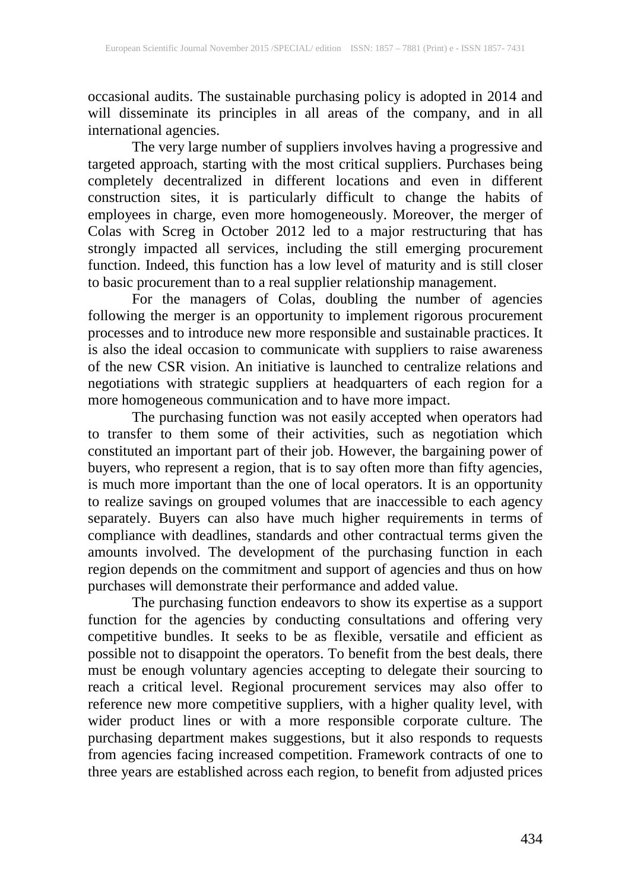occasional audits. The sustainable purchasing policy is adopted in 2014 and will disseminate its principles in all areas of the company, and in all international agencies.

The very large number of suppliers involves having a progressive and targeted approach, starting with the most critical suppliers. Purchases being completely decentralized in different locations and even in different construction sites, it is particularly difficult to change the habits of employees in charge, even more homogeneously. Moreover, the merger of Colas with Screg in October 2012 led to a major restructuring that has strongly impacted all services, including the still emerging procurement function. Indeed, this function has a low level of maturity and is still closer to basic procurement than to a real supplier relationship management.

For the managers of Colas, doubling the number of agencies following the merger is an opportunity to implement rigorous procurement processes and to introduce new more responsible and sustainable practices. It is also the ideal occasion to communicate with suppliers to raise awareness of the new CSR vision. An initiative is launched to centralize relations and negotiations with strategic suppliers at headquarters of each region for a more homogeneous communication and to have more impact.

The purchasing function was not easily accepted when operators had to transfer to them some of their activities, such as negotiation which constituted an important part of their job. However, the bargaining power of buyers, who represent a region, that is to say often more than fifty agencies, is much more important than the one of local operators. It is an opportunity to realize savings on grouped volumes that are inaccessible to each agency separately. Buyers can also have much higher requirements in terms of compliance with deadlines, standards and other contractual terms given the amounts involved. The development of the purchasing function in each region depends on the commitment and support of agencies and thus on how purchases will demonstrate their performance and added value.

The purchasing function endeavors to show its expertise as a support function for the agencies by conducting consultations and offering very competitive bundles. It seeks to be as flexible, versatile and efficient as possible not to disappoint the operators. To benefit from the best deals, there must be enough voluntary agencies accepting to delegate their sourcing to reach a critical level. Regional procurement services may also offer to reference new more competitive suppliers, with a higher quality level, with wider product lines or with a more responsible corporate culture. The purchasing department makes suggestions, but it also responds to requests from agencies facing increased competition. Framework contracts of one to three years are established across each region, to benefit from adjusted prices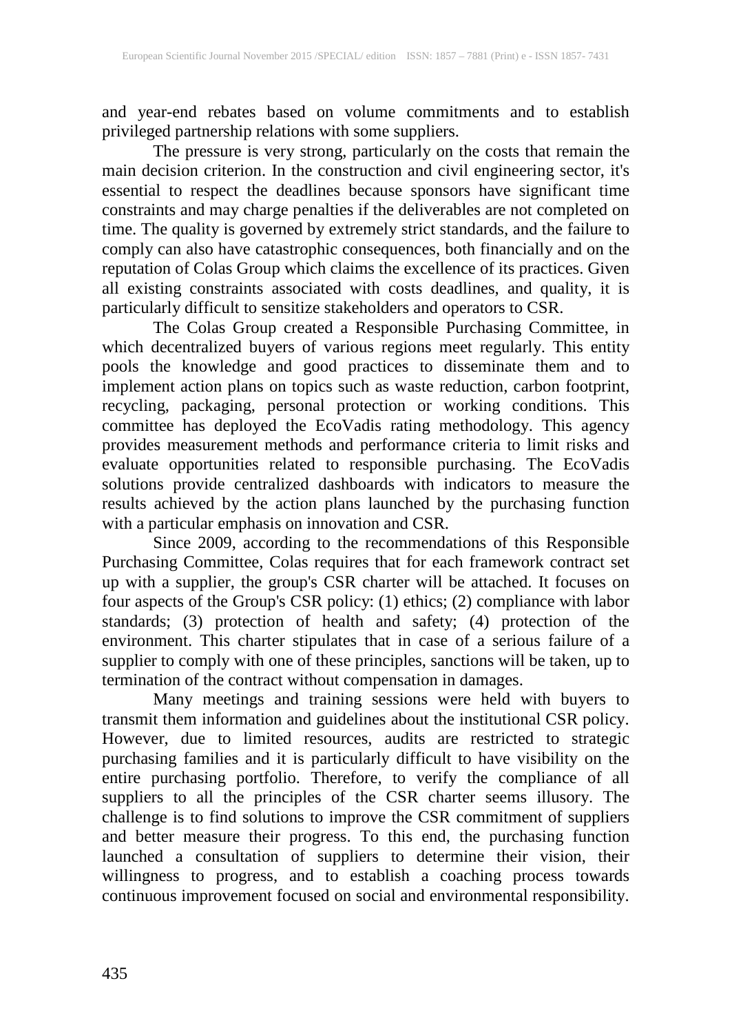and year-end rebates based on volume commitments and to establish privileged partnership relations with some suppliers.

The pressure is very strong, particularly on the costs that remain the main decision criterion. In the construction and civil engineering sector, it's essential to respect the deadlines because sponsors have significant time constraints and may charge penalties if the deliverables are not completed on time. The quality is governed by extremely strict standards, and the failure to comply can also have catastrophic consequences, both financially and on the reputation of Colas Group which claims the excellence of its practices. Given all existing constraints associated with costs deadlines, and quality, it is particularly difficult to sensitize stakeholders and operators to CSR.

The Colas Group created a Responsible Purchasing Committee, in which decentralized buyers of various regions meet regularly. This entity pools the knowledge and good practices to disseminate them and to implement action plans on topics such as waste reduction, carbon footprint, recycling, packaging, personal protection or working conditions. This committee has deployed the EcoVadis rating methodology. This agency provides measurement methods and performance criteria to limit risks and evaluate opportunities related to responsible purchasing. The EcoVadis solutions provide centralized dashboards with indicators to measure the results achieved by the action plans launched by the purchasing function with a particular emphasis on innovation and CSR.

Since 2009, according to the recommendations of this Responsible Purchasing Committee, Colas requires that for each framework contract set up with a supplier, the group's CSR charter will be attached. It focuses on four aspects of the Group's CSR policy: (1) ethics; (2) compliance with labor standards; (3) protection of health and safety; (4) protection of the environment. This charter stipulates that in case of a serious failure of a supplier to comply with one of these principles, sanctions will be taken, up to termination of the contract without compensation in damages.

Many meetings and training sessions were held with buyers to transmit them information and guidelines about the institutional CSR policy. However, due to limited resources, audits are restricted to strategic purchasing families and it is particularly difficult to have visibility on the entire purchasing portfolio. Therefore, to verify the compliance of all suppliers to all the principles of the CSR charter seems illusory. The challenge is to find solutions to improve the CSR commitment of suppliers and better measure their progress. To this end, the purchasing function launched a consultation of suppliers to determine their vision, their willingness to progress, and to establish a coaching process towards continuous improvement focused on social and environmental responsibility.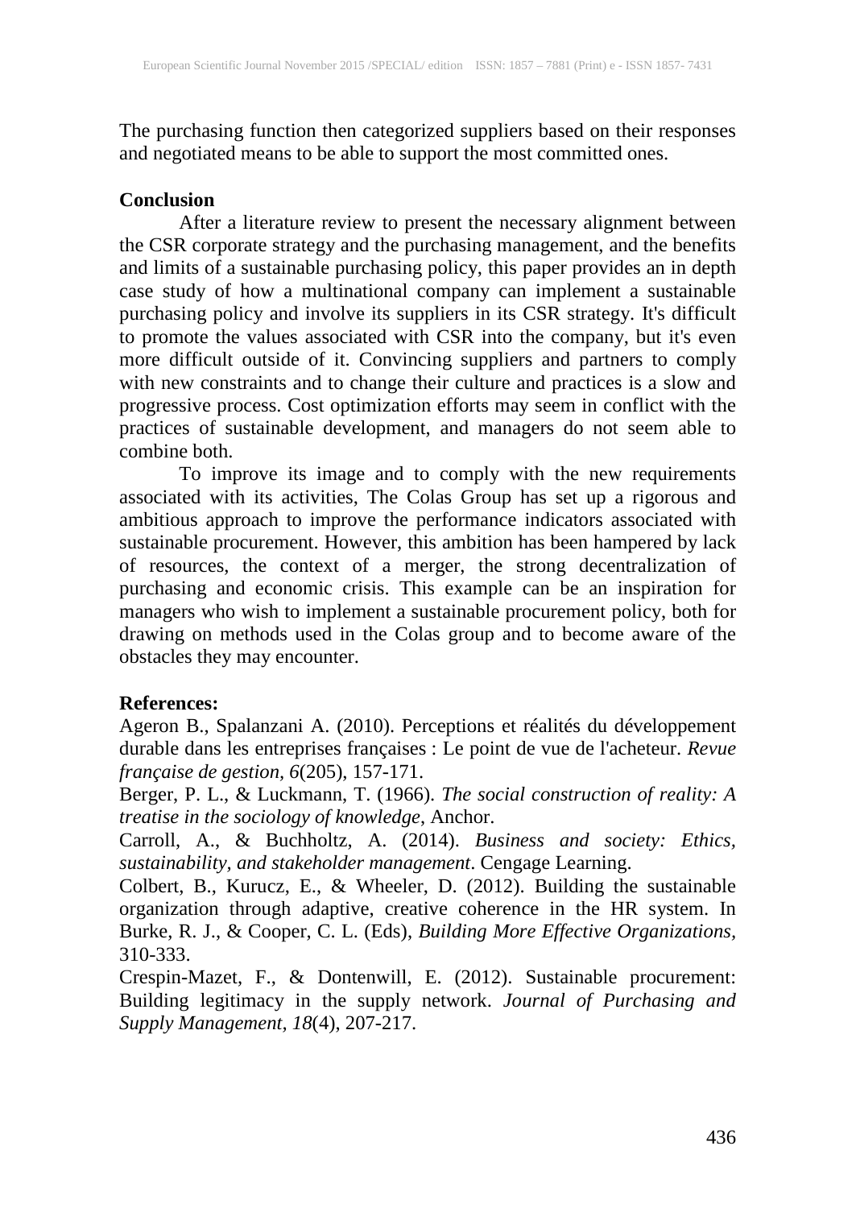The purchasing function then categorized suppliers based on their responses and negotiated means to be able to support the most committed ones.

**Conclusion**

After a literature review to present the necessary alignment between the CSR corporate strategy and the purchasing management, and the benefits and limits of a sustainable purchasing policy, this paper provides an in depth case study of how a multinational company can implement a sustainable purchasing policy and involve its suppliers in its CSR strategy. It's difficult to promote the values associated with CSR into the company, but it's even more difficult outside of it. Convincing suppliers and partners to comply with new constraints and to change their culture and practices is a slow and progressive process. Cost optimization efforts may seem in conflict with the practices of sustainable development, and managers do not seem able to combine both.

To improve its image and to comply with the new requirements associated with its activities, The Colas Group has set up a rigorous and ambitious approach to improve the performance indicators associated with sustainable procurement. However, this ambition has been hampered by lack of resources, the context of a merger, the strong decentralization of purchasing and economic crisis. This example can be an inspiration for managers who wish to implement a sustainable procurement policy, both for drawing on methods used in the Colas group and to become aware of the obstacles they may encounter.

**References:**

Ageron B., Spalanzani A. (2010). Perceptions et réalités du développement durable dans les entreprises françaises : Le point de vue de l'acheteur. *Revue française de gestion, 6*(205), 157-171.

Berger, P. L., & Luckmann, T. (1966). *The social construction of reality: A treatise in the sociology of knowledge*, Anchor.

Carroll, A., & Buchholtz, A. (2014). *Business and society: Ethics, sustainability, and stakeholder management*. Cengage Learning.

Colbert, B., Kurucz, E., & Wheeler, D. (2012). Building the sustainable organization through adaptive, creative coherence in the HR system. In Burke, R. J., & Cooper, C. L. (Eds), *Building More Effective Organizations*, 310-333.

Crespin-Mazet, F., & Dontenwill, E. (2012). Sustainable procurement: Building legitimacy in the supply network. *Journal of Purchasing and Supply Management, 18*(4), 207-217.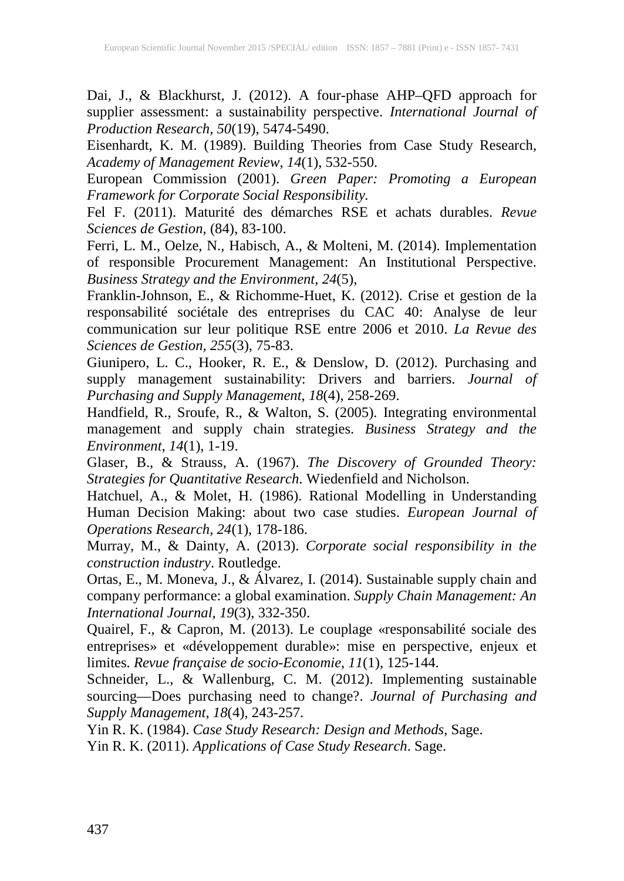Dai, J., & Blackhurst, J. (2012). A four-phase AHP–QFD approach for supplier assessment: a sustainability perspective. *International Journal of Production Research*, *50*(19), 5474-5490.

Eisenhardt, K. M. (1989). Building Theories from Case Study Research, *Academy of Management Review*, *14*(1), 532-550.

European Commission (2001). *Green Paper: Promoting a European Framework for Corporate Social Responsibility.*

Fel F. (2011). Maturité des démarches RSE et achats durables. *Revue Sciences de Gestion*, (84), 83-100.

Ferri, L. M., Oelze, N., Habisch, A., & Molteni, M. (2014). Implementation of responsible Procurement Management: An Institutional Perspective. *Business Strategy and the Environment*, *24*(5),

Franklin-Johnson, E., & Richomme-Huet, K. (2012). Crise et gestion de la responsabilité sociétale des entreprises du CAC 40: Analyse de leur communication sur leur politique RSE entre 2006 et 2010. *La Revue des Sciences de Gestion*, *255*(3), 75-83.

Giunipero, L. C., Hooker, R. E., & Denslow, D. (2012). Purchasing and supply management sustainability: Drivers and barriers. *Journal of Purchasing and Supply Management*, *18*(4), 258-269.

Handfield, R., Sroufe, R., & Walton, S. (2005). Integrating environmental management and supply chain strategies. *Business Strategy and the Environment*, *14*(1), 1-19.

Glaser, B., & Strauss, A. (1967). *The Discovery of Grounded Theory: Strategies for Quantitative Research*. Wiedenfield and Nicholson.

Hatchuel, A., & Molet, H. (1986). Rational Modelling in Understanding Human Decision Making: about two case studies. *European Journal of Operations Research*, *24*(1), 178-186.

Murray, M., & Dainty, A. (2013). *Corporate social responsibility in the construction industry*. Routledge.

Ortas, E., M. Moneva, J., & Álvarez, I. (2014). Sustainable supply chain and company performance: a global examination. *Supply Chain Management: An International Journal*, *19*(3), 332-350.

Quairel, F., & Capron, M. (2013). Le couplage «responsabilité sociale des entreprises» et «développement durable»: mise en perspective, enjeux et limites. *Revue française de socio-Economie*, *11*(1), 125-144.

Schneider, L., & Wallenburg, C. M. (2012). Implementing sustainable sourcing—Does purchasing need to change?. *Journal of Purchasing and Supply Management*, *18*(4), 243-257.

Yin R. K. (1984). *Case Study Research: Design and Methods*, Sage.

Yin R. K. (2011). *Applications of Case Study Research*. Sage.